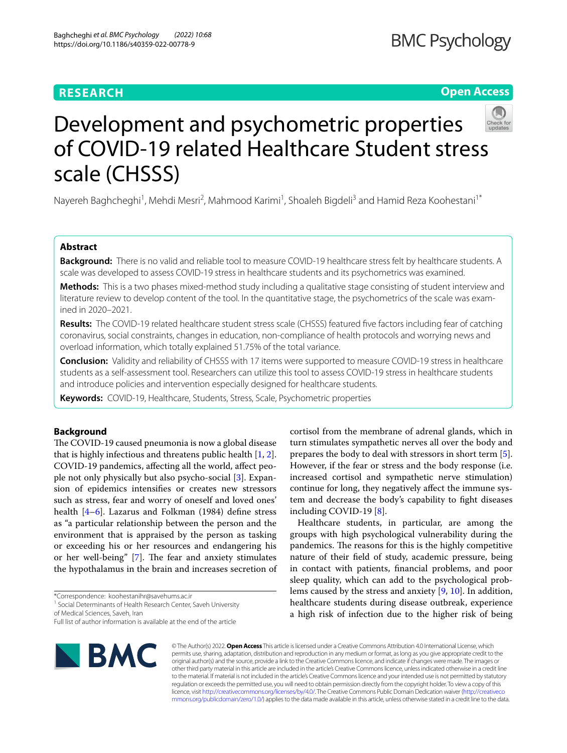# Development and psychometric properties of COVID-19 related Healthcare Student stress scale (CHSSS)

Nayereh Baghcheghi[1], Mehdi Mesri[2], Mahmood Karimi[1], Shoaleh Bigdeli[3] and Hamid Reza Koohestani[1*]

## Abstract

**Background:** There is no valid and reliable tool to measure COVID-19 healthcare stress felt by healthcare students. A scale was developed to assess COVID-19 stress in healthcare students and its psychometrics was examined.

**Methods:** This is a two phases mixed-method study including a qualitative stage consisting of student interview and literature review to develop content of the tool. In the quantitative stage, the psychometrics of the scale was examined in 2020–2021.

**Results:** The COVID-19 related healthcare student stress scale (CHSSS) featured five factors including fear of catching coronavirus, social constraints, changes in education, non-compliance of health protocols and worrying news and overload information, which totally explained 51.75% of the total variance.

**Conclusion:** Validity and reliability of CHSSS with 17 items were supported to measure COVID-19 stress in healthcare students as a self-assessment tool. Researchers can utilize this tool to assess COVID-19 stress in healthcare students and introduce policies and intervention especially designed for healthcare students.

**Keywords:** COVID-19, Healthcare, Students, Stress, Scale, Psychometric properties

## Background

The COVID-19 caused pneumonia is now a global disease that is highly infectious and threatens public health [1, 2]. COVID-19 pandemics, affecting all the world, affect people not only physically but also psycho-social [3]. Expansion of epidemics intensifies or creates new stressors such as stress, fear and worry of oneself and loved ones' health [4–6]. Lazarus and Folkman (1984) define stress as "a particular relationship between the person and the environment that is appraised by the person as tasking or exceeding his or her resources and endangering his or her well-being" [7]. The fear and anxiety stimulates the hypothalamus in the brain and increases secretion of cortisol from the membrane of adrenal glands, which in turn stimulates sympathetic nerves all over the body and prepares the body to deal with stressors in short term [5]. However, if the fear or stress and the body response (i.e. increased cortisol and sympathetic nerve stimulation) continue for long, they negatively affect the immune system and decrease the body's capability to fight diseases including COVID-19 [8].

Healthcare students, in particular, are among the groups with high psychological vulnerability during the pandemics. The reasons for this is the highly competitive nature of their field of study, academic pressure, being in contact with patients, financial problems, and poor sleep quality, which can add to the psychological problems caused by the stress and anxiety [9, 10]. In addition, healthcare students during disease outbreak, experience a high risk of infection due to the higher risk of being

*Correspondence: koohestanihr@savehums.ac.ir

[1] Social Determinants of Health Research Center, Saveh University of Medical Sciences, Saveh, Iran

Full list of author information is available at the end of the article

© The Author(s) 2022. **Open Access** This article is licensed under a Creative Commons Attribution 4.0 International License, which permits use, sharing, adaptation, distribution and reproduction in any medium or format, as long as you give appropriate credit to the original author(s) and the source, provide a link to the Creative Commons licence, and indicate if changes were made. The images or other third party material in this article are included in the article's Creative Commons licence, unless indicated otherwise in a credit line to the material. If material is not included in the article's Creative Commons licence and your intended use is not permitted by statutory regulation or exceeds the permitted use, you will need to obtain permission directly from the copyright holder. To view a copy of this licence, visit http://creativecommons.org/licenses/by/4.0/. The Creative Commons Public Domain Dedication waiver (http://creativecommons.org/publicdomain/zero/1.0/) applies to the data made available in this article, unless otherwise stated in a credit line to the data.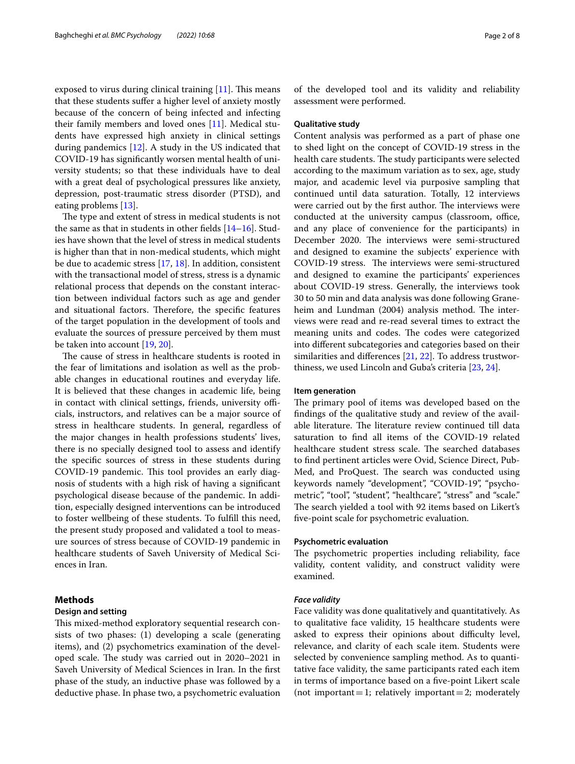exposed to virus during clinical training [11]. This means that these students suffer a higher level of anxiety mostly because of the concern of being infected and infecting their family members and loved ones [11]. Medical students have expressed high anxiety in clinical settings during pandemics [12]. A study in the US indicated that COVID-19 has significantly worsen mental health of university students; so that these individuals have to deal with a great deal of psychological pressures like anxiety, depression, post-traumatic stress disorder (PTSD), and eating problems [13].

The type and extent of stress in medical students is not the same as that in students in other fields [14–16]. Studies have shown that the level of stress in medical students is higher than that in non-medical students, which might be due to academic stress [17, 18]. In addition, consistent with the transactional model of stress, stress is a dynamic relational process that depends on the constant interaction between individual factors such as age and gender and situational factors. Therefore, the specific features of the target population in the development of tools and evaluate the sources of pressure perceived by them must be taken into account [19, 20].

The cause of stress in healthcare students is rooted in the fear of limitations and isolation as well as the probable changes in educational routines and everyday life. It is believed that these changes in academic life, being in contact with clinical settings, friends, university officials, instructors, and relatives can be a major source of stress in healthcare students. In general, regardless of the major changes in health professions students' lives, there is no specially designed tool to assess and identify the specific sources of stress in these students during COVID-19 pandemic. This tool provides an early diagnosis of students with a high risk of having a significant psychological disease because of the pandemic. In addition, especially designed interventions can be introduced to foster wellbeing of these students. To fulfill this need, the present study proposed and validated a tool to measure sources of stress because of COVID-19 pandemic in healthcare students of Saveh University of Medical Sciences in Iran.

## Methods

### Design and setting

This mixed-method exploratory sequential research consists of two phases: (1) developing a scale (generating items), and (2) psychometrics examination of the developed scale. The study was carried out in 2020–2021 in Saveh University of Medical Sciences in Iran. In the first phase of the study, an inductive phase was followed by a deductive phase. In phase two, a psychometric evaluation of the developed tool and its validity and reliability assessment were performed.

### Qualitative study

Content analysis was performed as a part of phase one to shed light on the concept of COVID-19 stress in the health care students. The study participants were selected according to the maximum variation as to sex, age, study major, and academic level via purposive sampling that continued until data saturation. Totally, 12 interviews were carried out by the first author. The interviews were conducted at the university campus (classroom, office, and any place of convenience for the participants) in December 2020. The interviews were semi-structured and designed to examine the subjects' experience with COVID-19 stress. The interviews were semi-structured and designed to examine the participants' experiences about COVID-19 stress. Generally, the interviews took 30 to 50 min and data analysis was done following Graneheim and Lundman (2004) analysis method. The interviews were read and re-read several times to extract the meaning units and codes. The codes were categorized into different subcategories and categories based on their similarities and differences [21, 22]. To address trustworthiness, we used Lincoln and Guba's criteria [23, 24].

### Item generation

The primary pool of items was developed based on the findings of the qualitative study and review of the available literature. The literature review continued till data saturation to find all items of the COVID-19 related healthcare student stress scale. The searched databases to find pertinent articles were Ovid, Science Direct, PubMed, and ProQuest. The search was conducted using keywords namely "development", "COVID-19", "psychometric", "tool", "student", "healthcare", "stress" and "scale." The search yielded a tool with 92 items based on Likert's five-point scale for psychometric evaluation.

### Psychometric evaluation

The psychometric properties including reliability, face validity, content validity, and construct validity were examined.

#### *Face validity*

Face validity was done qualitatively and quantitatively. As to qualitative face validity, 15 healthcare students were asked to express their opinions about difficulty level, relevance, and clarity of each scale item. Students were selected by convenience sampling method. As to quantitative face validity, the same participants rated each item in terms of importance based on a five-point Likert scale (not important = 1; relatively important = 2; moderately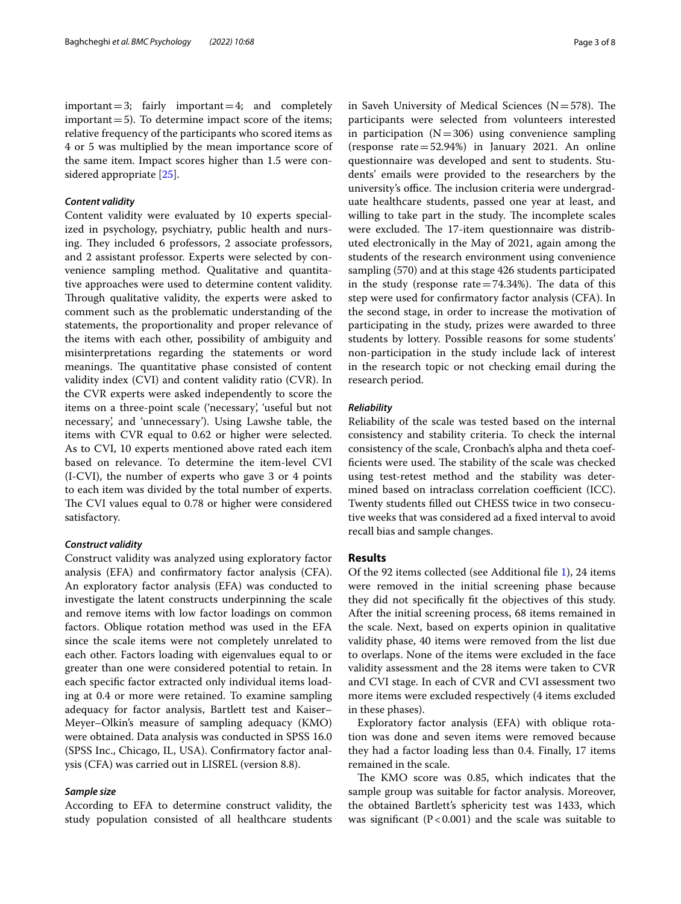important = 3; fairly important = 4; and completely important = 5). To determine impact score of the items; relative frequency of the participants who scored items as 4 or 5 was multiplied by the mean importance score of the same item. Impact scores higher than 1.5 were considered appropriate [25].

### *Content validity*

Content validity were evaluated by 10 experts specialized in psychology, psychiatry, public health and nursing. They included 6 professors, 2 associate professors, and 2 assistant professor. Experts were selected by convenience sampling method. Qualitative and quantitative approaches were used to determine content validity. Through qualitative validity, the experts were asked to comment such as the problematic understanding of the statements, the proportionality and proper relevance of the items with each other, possibility of ambiguity and misinterpretations regarding the statements or word meanings. The quantitative phase consisted of content validity index (CVI) and content validity ratio (CVR). In the CVR experts were asked independently to score the items on a three-point scale ('necessary', 'useful but not necessary', and 'unnecessary'). Using Lawshe table, the items with CVR equal to 0.62 or higher were selected. As to CVI, 10 experts mentioned above rated each item based on relevance. To determine the item-level CVI (I-CVI), the number of experts who gave 3 or 4 points to each item was divided by the total number of experts. The CVI values equal to 0.78 or higher were considered satisfactory.

### *Construct validity*

Construct validity was analyzed using exploratory factor analysis (EFA) and confirmatory factor analysis (CFA). An exploratory factor analysis (EFA) was conducted to investigate the latent constructs underpinning the scale and remove items with low factor loadings on common factors. Oblique rotation method was used in the EFA since the scale items were not completely unrelated to each other. Factors loading with eigenvalues equal to or greater than one were considered potential to retain. In each specific factor extracted only individual items loading at 0.4 or more were retained. To examine sampling adequacy for factor analysis, Bartlett test and Kaiser–Meyer–Olkin's measure of sampling adequacy (KMO) were obtained. Data analysis was conducted in SPSS 16.0 (SPSS Inc., Chicago, IL, USA). Confirmatory factor analysis (CFA) was carried out in LISREL (version 8.8).

### *Sample size*

According to EFA to determine construct validity, the study population consisted of all healthcare students in Saveh University of Medical Sciences (N = 578). The participants were selected from volunteers interested in participation (N = 306) using convenience sampling (response rate = 52.94%) in January 2021. An online questionnaire was developed and sent to students. Students' emails were provided to the researchers by the university's office. The inclusion criteria were undergraduate healthcare students, passed one year at least, and willing to take part in the study. The incomplete scales were excluded. The 17-item questionnaire was distributed electronically in the May of 2021, again among the students of the research environment using convenience sampling (570) and at this stage 426 students participated in the study (response rate = 74.34%). The data of this step were used for confirmatory factor analysis (CFA). In the second stage, in order to increase the motivation of participating in the study, prizes were awarded to three students by lottery. Possible reasons for some students' non-participation in the study include lack of interest in the research topic or not checking email during the research period.

### *Reliability*

Reliability of the scale was tested based on the internal consistency and stability criteria. To check the internal consistency of the scale, Cronbach's alpha and theta coefficients were used. The stability of the scale was checked using test-retest method and the stability was determined based on intraclass correlation coefficient (ICC). Twenty students filled out CHESS twice in two consecutive weeks that was considered ad a fixed interval to avoid recall bias and sample changes.

## Results

Of the 92 items collected (see Additional file 1), 24 items were removed in the initial screening phase because they did not specifically fit the objectives of this study. After the initial screening process, 68 items remained in the scale. Next, based on experts opinion in qualitative validity phase, 40 items were removed from the list due to overlaps. None of the items were excluded in the face validity assessment and the 28 items were taken to CVR and CVI stage. In each of CVR and CVI assessment two more items were excluded respectively (4 items excluded in these phases).

Exploratory factor analysis (EFA) with oblique rotation was done and seven items were removed because they had a factor loading less than 0.4. Finally, 17 items remained in the scale.

The KMO score was 0.85, which indicates that the sample group was suitable for factor analysis. Moreover, the obtained Bartlett's sphericity test was 1433, which was significant ($P < 0.001$) and the scale was suitable to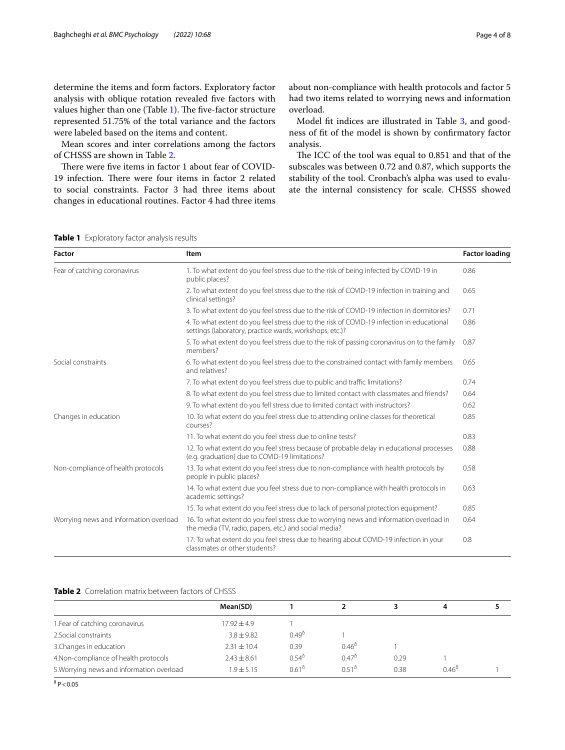determine the items and form factors. Exploratory factor analysis with oblique rotation revealed five factors with values higher than one (Table 1). The five-factor structure represented 51.75% of the total variance and the factors were labeled based on the items and content.

Mean scores and inter correlations among the factors of CHSSS are shown in Table 2.

There were five items in factor 1 about fear of COVID-19 infection. There were four items in factor 2 related to social constraints. Factor 3 had three items about changes in educational routines. Factor 4 had three items about non-compliance with health protocols and factor 5 had two items related to worrying news and information overload.

Model fit indices are illustrated in Table 3, and goodness of fit of the model is shown by confirmatory factor analysis.

The ICC of the tool was equal to 0.851 and that of the subscales was between 0.72 and 0.87, which supports the stability of the tool. Cronbach's alpha was used to evaluate the internal consistency for scale. CHSSS showed

**Table 1** Exploratory factor analysis results

| Factor | Item | Factor loading |
|---|---|---|
| Fear of catching coronavirus | 1. To what extent do you feel stress due to the risk of being infected by COVID-19 in public places? | 0.86 |
| | 2. To what extent do you feel stress due to the risk of COVID-19 infection in training and clinical settings? | 0.65 |
| | 3. To what extent do you feel stress due to the risk of COVID-19 infection in dormitories? | 0.71 |
| | 4. To what extent do you feel stress due to the risk of COVID-19 infection in educational settings (laboratory, practice wards, workshops, etc.)? | 0.86 |
| | 5. To what extent do you feel stress due to the risk of passing coronavirus on to the family members? | 0.87 |
| Social constraints | 6. To what extent do you feel stress due to the constrained contact with family members and relatives? | 0.65 |
| | 7. To what extent do you feel stress due to public and traffic limitations? | 0.74 |
| | 8. To what extent do you feel stress due to limited contact with classmates and friends? | 0.64 |
| | 9. To what extent do you fell stress due to limited contact with instructors? | 0.62 |
| Changes in education | 10. To what extent do you feel stress due to attending online classes for theoretical courses? | 0.85 |
| | 11. To what extent do you feel stress due to online tests? | 0.83 |
| | 12. To what extent do you feel stress because of probable delay in educational processes (e.g. graduation) due to COVID-19 limitations? | 0.88 |
| Non-compliance of health protocols | 13. To what extent do you feel stress due to non-compliance with health protocols by people in public places? | 0.58 |
| | 14. To what extent due you feel stress due to non-compliance with health protocols in academic settings? | 0.63 |
| | 15. To what extent do you feel stress due to lack of personal protection equipment? | 0.85 |
| Worrying news and information overload | 16. To what extent do you feel stress due to worrying news and information overload in the media (TV, radio, papers, etc.) and social media? | 0.64 |
| | 17. To what extent do you feel stress due to hearing about COVID-19 infection in your classmates or other students? | 0.8 |

**Table 2** Correlation matrix between factors of CHSSS

| | Mean(SD) | 1 | 2 | 3 | 4 | 5 |
|---|---|---|---|---|---|---|
| 1.Fear of catching coronavirus | 17.92 ± 4.9 | 1 | | | | |
| 2.Social constraints | 3.8 ± 9.82 | 0.49$^{\delta}$ | 1 | | | |
| 3.Changes in education | 2.31 ± 10.4 | 0.39 | 0.46$^{\delta}$ | 1 | | |
| 4.Non-compliance of health protocols | 2.43 ± 8.61 | 0.54$^{\delta}$ | 0.47$^{\delta}$ | 0.29 | 1 | |
| 5.Worrying news and information overload | 1.9 ± 5.15 | 0.61$^{\delta}$ | 0.51$^{\delta}$ | 0.38 | 0.46$^{\delta}$ | 1 |

$^{\delta}$ $P < 0.05$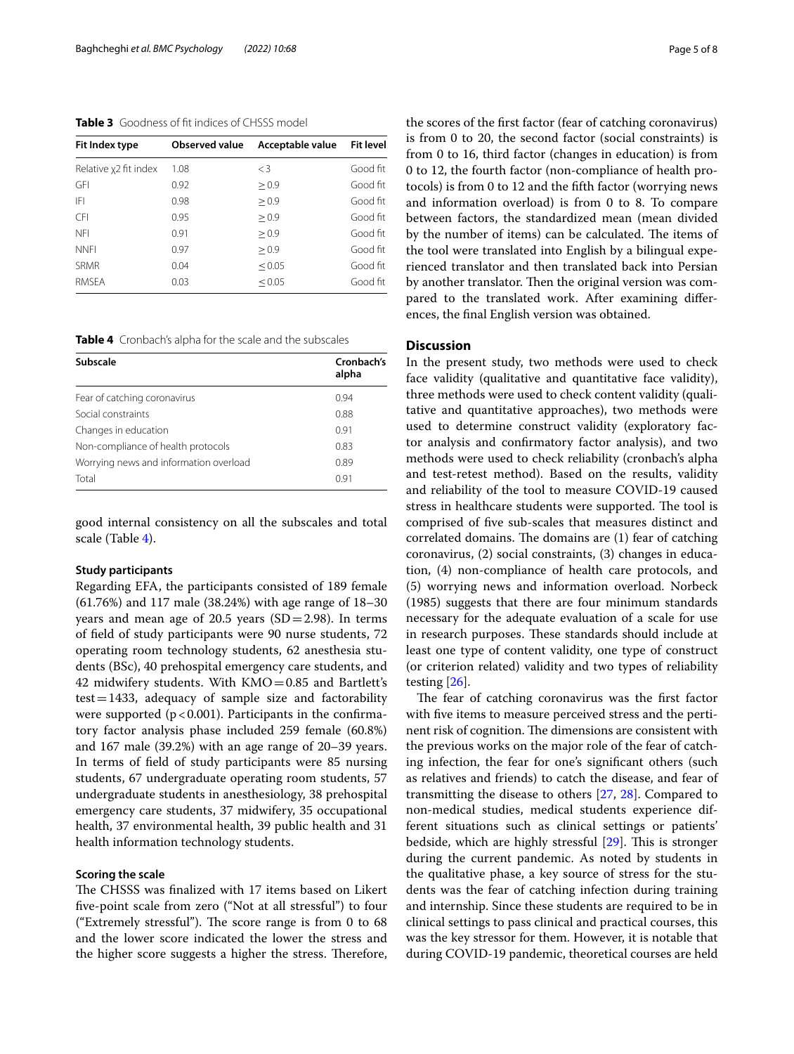**Table 3** Goodness of fit indices of CHSSS model

| Fit Index type | Observed value | Acceptable value | Fit level |
|---|---|---|---|
| Relative $\chi 2$ fit index | 1.08 | < 3 | Good fit |
| GFI | 0.92 | ≥ 0.9 | Good fit |
| IFI | 0.98 | ≥ 0.9 | Good fit |
| CFI | 0.95 | ≥ 0.9 | Good fit |
| NFI | 0.91 | ≥ 0.9 | Good fit |
| NNFI | 0.97 | ≥ 0.9 | Good fit |
| SRMR | 0.04 | ≤ 0.05 | Good fit |
| RMSEA | 0.03 | ≤ 0.05 | Good fit |

**Table 4** Cronbach's alpha for the scale and the subscales

| Subscale | Cronbach's alpha |
|---|---|
| Fear of catching coronavirus | 0.94 |
| Social constraints | 0.88 |
| Changes in education | 0.91 |
| Non-compliance of health protocols | 0.83 |
| Worrying news and information overload | 0.89 |
| Total | 0.91 |

good internal consistency on all the subscales and total scale (Table 4).

### Study participants

Regarding EFA, the participants consisted of 189 female (61.76%) and 117 male (38.24%) with age range of 18–30 years and mean age of 20.5 years (SD = 2.98). In terms of field of study participants were 90 nurse students, 72 operating room technology students, 62 anesthesia students (BSc), 40 prehospital emergency care students, and 42 midwifery students. With KMO = 0.85 and Bartlett's test = 1433, adequacy of sample size and factorability were supported ($p < 0.001$). Participants in the confirmatory factor analysis phase included 259 female (60.8%) and 167 male (39.2%) with an age range of 20–39 years. In terms of field of study participants were 85 nursing students, 67 undergraduate operating room students, 57 undergraduate students in anesthesiology, 38 prehospital emergency care students, 37 midwifery, 35 occupational health, 37 environmental health, 39 public health and 31 health information technology students.

### Scoring the scale

The CHSSS was finalized with 17 items based on Likert five-point scale from zero ("Not at all stressful") to four ("Extremely stressful"). The score range is from 0 to 68 and the lower score indicated the lower the stress and the higher score suggests a higher the stress. Therefore, the scores of the first factor (fear of catching coronavirus) is from 0 to 20, the second factor (social constraints) is from 0 to 16, third factor (changes in education) is from 0 to 12, the fourth factor (non-compliance of health protocols) is from 0 to 12 and the fifth factor (worrying news and information overload) is from 0 to 8. To compare between factors, the standardized mean (mean divided by the number of items) can be calculated. The items of the tool were translated into English by a bilingual experienced translator and then translated back into Persian by another translator. Then the original version was compared to the translated work. After examining differences, the final English version was obtained.

## Discussion

In the present study, two methods were used to check face validity (qualitative and quantitative face validity), three methods were used to check content validity (qualitative and quantitative approaches), two methods were used to determine construct validity (exploratory factor analysis and confirmatory factor analysis), and two methods were used to check reliability (cronbach's alpha and test-retest method). Based on the results, validity and reliability of the tool to measure COVID-19 caused stress in healthcare students were supported. The tool is comprised of five sub-scales that measures distinct and correlated domains. The domains are (1) fear of catching coronavirus, (2) social constraints, (3) changes in education, (4) non-compliance of health care protocols, and (5) worrying news and information overload. Norbeck (1985) suggests that there are four minimum standards necessary for the adequate evaluation of a scale for use in research purposes. These standards should include at least one type of content validity, one type of construct (or criterion related) validity and two types of reliability testing [26].

The fear of catching coronavirus was the first factor with five items to measure perceived stress and the pertinent risk of cognition. The dimensions are consistent with the previous works on the major role of the fear of catching infection, the fear for one's significant others (such as relatives and friends) to catch the disease, and fear of transmitting the disease to others [27, 28]. Compared to non-medical studies, medical students experience different situations such as clinical settings or patients' bedside, which are highly stressful [29]. This is stronger during the current pandemic. As noted by students in the qualitative phase, a key source of stress for the students was the fear of catching infection during training and internship. Since these students are required to be in clinical settings to pass clinical and practical courses, this was the key stressor for them. However, it is notable that during COVID-19 pandemic, theoretical courses are held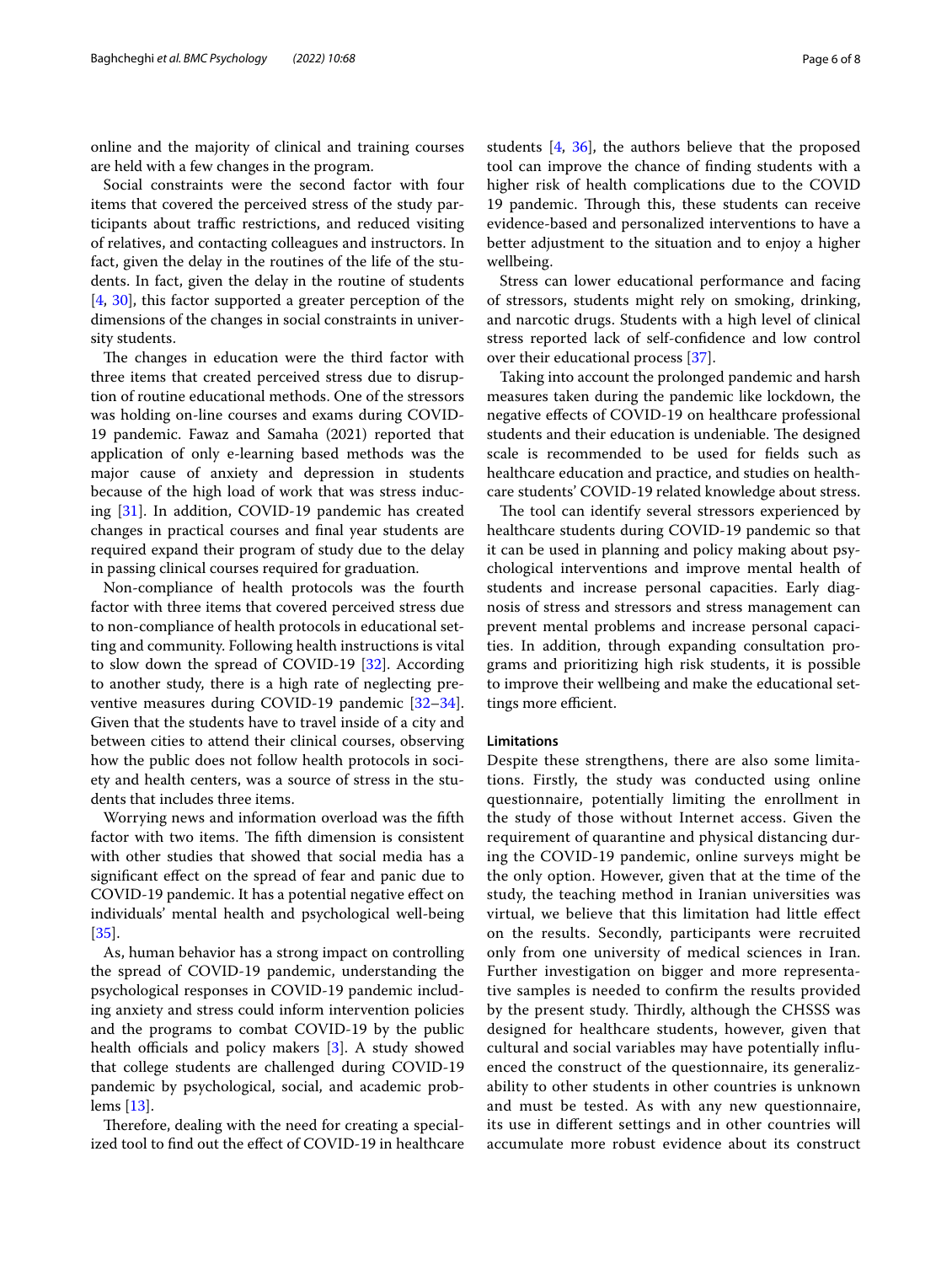online and the majority of clinical and training courses are held with a few changes in the program.

Social constraints were the second factor with four items that covered the perceived stress of the study participants about traffic restrictions, and reduced visiting of relatives, and contacting colleagues and instructors. In fact, given the delay in the routines of the life of the students. In fact, given the delay in the routine of students [4, 30], this factor supported a greater perception of the dimensions of the changes in social constraints in university students.

The changes in education were the third factor with three items that created perceived stress due to disruption of routine educational methods. One of the stressors was holding on-line courses and exams during COVID-19 pandemic. Fawaz and Samaha (2021) reported that application of only e-learning based methods was the major cause of anxiety and depression in students because of the high load of work that was stress inducing [31]. In addition, COVID-19 pandemic has created changes in practical courses and final year students are required expand their program of study due to the delay in passing clinical courses required for graduation.

Non-compliance of health protocols was the fourth factor with three items that covered perceived stress due to non-compliance of health protocols in educational setting and community. Following health instructions is vital to slow down the spread of COVID-19 [32]. According to another study, there is a high rate of neglecting preventive measures during COVID-19 pandemic [32–34]. Given that the students have to travel inside of a city and between cities to attend their clinical courses, observing how the public does not follow health protocols in society and health centers, was a source of stress in the students that includes three items.

Worrying news and information overload was the fifth factor with two items. The fifth dimension is consistent with other studies that showed that social media has a significant effect on the spread of fear and panic due to COVID-19 pandemic. It has a potential negative effect on individuals' mental health and psychological well-being [35].

As, human behavior has a strong impact on controlling the spread of COVID-19 pandemic, understanding the psychological responses in COVID-19 pandemic including anxiety and stress could inform intervention policies and the programs to combat COVID-19 by the public health officials and policy makers [3]. A study showed that college students are challenged during COVID-19 pandemic by psychological, social, and academic problems [13].

Therefore, dealing with the need for creating a specialized tool to find out the effect of COVID-19 in healthcare students [4, 36], the authors believe that the proposed tool can improve the chance of finding students with a higher risk of health complications due to the COVID 19 pandemic. Through this, these students can receive evidence-based and personalized interventions to have a better adjustment to the situation and to enjoy a higher wellbeing.

Stress can lower educational performance and facing of stressors, students might rely on smoking, drinking, and narcotic drugs. Students with a high level of clinical stress reported lack of self-confidence and low control over their educational process [37].

Taking into account the prolonged pandemic and harsh measures taken during the pandemic like lockdown, the negative effects of COVID-19 on healthcare professional students and their education is undeniable. The designed scale is recommended to be used for fields such as healthcare education and practice, and studies on healthcare students' COVID-19 related knowledge about stress.

The tool can identify several stressors experienced by healthcare students during COVID-19 pandemic so that it can be used in planning and policy making about psychological interventions and improve mental health of students and increase personal capacities. Early diagnosis of stress and stressors and stress management can prevent mental problems and increase personal capacities. In addition, through expanding consultation programs and prioritizing high risk students, it is possible to improve their wellbeing and make the educational settings more efficient.

### Limitations

Despite these strengthens, there are also some limitations. Firstly, the study was conducted using online questionnaire, potentially limiting the enrollment in the study of those without Internet access. Given the requirement of quarantine and physical distancing during the COVID-19 pandemic, online surveys might be the only option. However, given that at the time of the study, the teaching method in Iranian universities was virtual, we believe that this limitation had little effect on the results. Secondly, participants were recruited only from one university of medical sciences in Iran. Further investigation on bigger and more representative samples is needed to confirm the results provided by the present study. Thirdly, although the CHSSS was designed for healthcare students, however, given that cultural and social variables may have potentially influenced the construct of the questionnaire, its generalizability to other students in other countries is unknown and must be tested. As with any new questionnaire, its use in different settings and in other countries will accumulate more robust evidence about its construct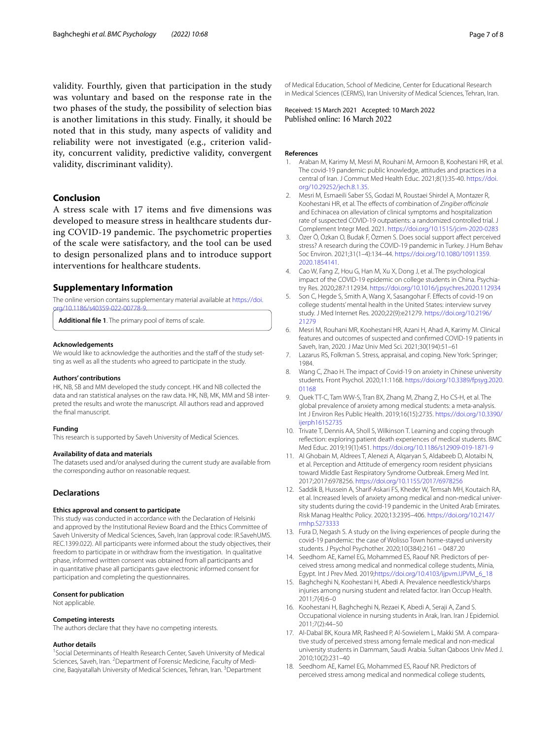validity. Fourthly, given that participation in the study was voluntary and based on the response rate in the two phases of the study, the possibility of selection bias is another limitations in this study. Finally, it should be noted that in this study, many aspects of validity and reliability were not investigated (e.g., criterion validity, concurrent validity, predictive validity, convergent validity, discriminant validity).

## Conclusion

A stress scale with 17 items and five dimensions was developed to measure stress in healthcare students during COVID-19 pandemic. The psychometric properties of the scale were satisfactory, and the tool can be used to design personalized plans and to introduce support interventions for healthcare students.

## Supplementary Information

The online version contains supplementary material available at https://doi.org/10.1186/s40359-022-00778-9.

**Additional file 1**. The primary pool of items of scale.

### Acknowledgements

We would like to acknowledge the authorities and the staff of the study setting as well as all the students who agreed to participate in the study.

### Authors' contributions

HK, NB, SB and MM developed the study concept. HK and NB collected the data and ran statistical analyses on the raw data. HK, NB, MK, MM and SB interpreted the results and wrote the manuscript. All authors read and approved the final manuscript.

### Funding

This research is supported by Saveh University of Medical Sciences.

### Availability of data and materials

The datasets used and/or analysed during the current study are available from the corresponding author on reasonable request.

## Declarations

### Ethics approval and consent to participate

This study was conducted in accordance with the Declaration of Helsinki and approved by the Institutional Review Board and the Ethics Committee of Saveh University of Medical Sciences, Saveh, Iran (approval code: IR.SavehUMS.REC.1399.022). All participants were informed about the study objectives, their freedom to participate in or withdraw from the investigation. In qualitative phase, informed written consent was obtained from all participants and in quantitative phase all participants gave electronic informed consent for participation and completing the questionnaires.

### Consent for publication

Not applicable.

### Competing interests

The authors declare that they have no competing interests.

### Author details

[1]Social Determinants of Health Research Center, Saveh University of Medical Sciences, Saveh, Iran. [2]Department of Forensic Medicine, Faculty of Medicine, Baqiyatallah University of Medical Sciences, Tehran, Iran. [3]Department of Medical Education, School of Medicine, Center for Educational Research in Medical Sciences (CERMS), Iran University of Medical Sciences, Tehran, Iran.

Received: 15 March 2021 Accepted: 10 March 2022
Published online: 16 March 2022

## References

1. Araban M, Karimy M, Mesri M, Rouhani M, Armoon B, Koohestani HR, et al. The covid-19 pandemic: public knowledge, attitudes and practices in a central of Iran. J Commut Med Health Educ. 2021;8(1):35-40. https://doi.org/10.29252/jech.8.1.35.
2. Mesri M, Esmaeili Saber SS, Godazi M, Roustaei Shirdel A, Montazer R, Koohestani HR, et al. The effects of combination of *Zingiber officinale* and Echinacea on alleviation of clinical symptoms and hospitalization rate of suspected COVID-19 outpatients: a randomized controlled trial. J Complement Integr Med. 2021. https://doi.org/10.1515/jcim-2020-0283
3. Özer Ö, Özkan O, Budak F, Özmen S. Does social support affect perceived stress? A research during the COVID-19 pandemic in Turkey. J Hum Behav Soc Environ. 2021;31(1–4):134–44. https://doi.org/10.1080/10911359.2020.1854141.
4. Cao W, Fang Z, Hou G, Han M, Xu X, Dong J, et al. The psychological impact of the COVID-19 epidemic on college students in China. Psychiatry Res. 2020;287:112934. https://doi.org/10.1016/j.psychres.2020.112934
5. Son C, Hegde S, Smith A, Wang X, Sasangohar F. Effects of covid-19 on college students' mental health in the United States: interview survey study. J Med Internet Res. 2020;22(9):e21279. https://doi.org/10.2196/21279
6. Mesri M, Rouhani MR, Koohestani HR, Azani H, Ahad A, Karimy M. Clinical features and outcomes of suspected and confirmed COVID-19 patients in Saveh, Iran, 2020. J Maz Univ Med Sci. 2021;30(194):51–61
7. Lazarus RS, Folkman S. Stress, appraisal, and coping. New York: Springer; 1984.
8. Wang C, Zhao H. The impact of Covid-19 on anxiety in Chinese university students. Front Psychol. 2020;11:1168. https://doi.org/10.3389/fpsyg.2020.01168
9. Quek TT-C, Tam WW-S, Tran BX, Zhang M, Zhang Z, Ho CS-H, et al. The global prevalence of anxiety among medical students: a meta-analysis. Int J Environ Res Public Health. 2019;16(15):2735. https://doi.org/10.3390/ijerph16152735
10. Trivate T, Dennis AA, Sholl S, Wilkinson T. Learning and coping through reflection: exploring patient death experiences of medical students. BMC Med Educ. 2019;19(1):451. https://doi.org/10.1186/s12909-019-1871-9
11. Al Ghobain M, Aldrees T, Alenezi A, Alqaryan S, Aldabeeb D, Alotaibi N, et al. Perception and Attitude of emergency room resident physicians toward Middle East Respiratory Syndrome Outbreak. Emerg Med Int. 2017;2017:6978256. https://doi.org/10.1155/2017/6978256
12. Saddik B, Hussein A, Sharif-Askari FS, Kheder W, Temsah MH, Koutaich RA, et al. Increased levels of anxiety among medical and non-medical university students during the covid-19 pandemic in the United Arab Emirates. Risk Manag Healthc Policy. 2020;13:2395–406. https://doi.org/10.2147/rmhp.S273333
13. Fura D, Negash S. A study on the living experiences of people during the covid-19 pandemic: the case of Wolisso Town home-stayed university students. J Psychol Psychother. 2020;10(384):2161 – 0487.20
14. Seedhom AE, Kamel EG, Mohammed ES, Raouf NR. Predictors of perceived stress among medical and nonmedical college students, Minia, Egypt. Int J Prev Med. 2019;https://doi.org/10.4103/ijpvm.IJPVM_6_18
15. Baghcheghi N, Koohestani H, Abedi A. Prevalence needlestick/sharps injuries among nursing student and related factor. Iran Occup Health. 2011;7(4):6–0
16. Koohestani H, Baghcheghi N, Rezaei K, Abedi A, Seraji A, Zand S. Occupational violence in nursing students in Arak, Iran. Iran J Epidemiol. 2011;7(2):44–50
17. Al-Dabal BK, Koura MR, Rasheed P, Al-Sowielem L, Makki SM. A comparative study of perceived stress among female medical and non-medical university students in Dammam, Saudi Arabia. Sultan Qaboos Univ Med J. 2010;10(2):231–40
18. Seedhom AE, Kamel EG, Mohammed ES, Raouf NR. Predictors of perceived stress among medical and nonmedical college students,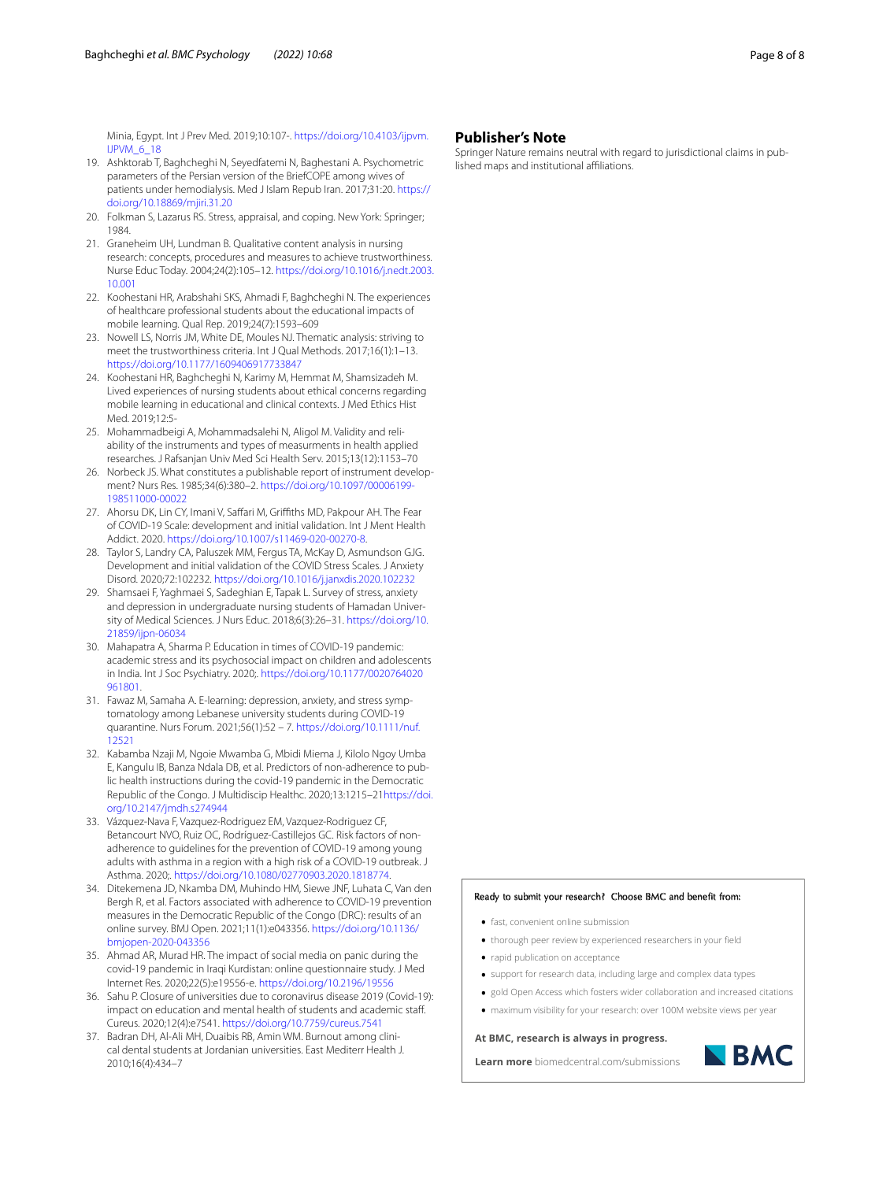Minia, Egypt. Int J Prev Med. 2019;10:107-. https://doi.org/10.4103/ijpvm.IJPVM_6_18

19. Ashktorab T, Baghcheghi N, Seyedfatemi N, Baghestani A. Psychometric parameters of the Persian version of the BriefCOPE among wives of patients under hemodialysis. Med J Islam Repub Iran. 2017;31:20. https://doi.org/10.18869/mjiri.31.20
20. Folkman S, Lazarus RS. Stress, appraisal, and coping. New York: Springer; 1984.
21. Graneheim UH, Lundman B. Qualitative content analysis in nursing research: concepts, procedures and measures to achieve trustworthiness. Nurse Educ Today. 2004;24(2):105–12. https://doi.org/10.1016/j.nedt.2003.10.001
22. Koohestani HR, Arabshahi SKS, Ahmadi F, Baghcheghi N. The experiences of healthcare professional students about the educational impacts of mobile learning. Qual Rep. 2019;24(7):1593–609
23. Nowell LS, Norris JM, White DE, Moules NJ. Thematic analysis: striving to meet the trustworthiness criteria. Int J Qual Methods. 2017;16(1):1–13. https://doi.org/10.1177/1609406917733847
24. Koohestani HR, Baghcheghi N, Karimy M, Hemmat M, Shamsizadeh M. Lived experiences of nursing students about ethical concerns regarding mobile learning in educational and clinical contexts. J Med Ethics Hist Med. 2019;12:5-
25. Mohammadbeigi A, Mohammadsalehi N, Aligol M. Validity and reliability of the instruments and types of measurments in health applied researches. J Rafsanjan Univ Med Sci Health Serv. 2015;13(12):1153–70
26. Norbeck JS. What constitutes a publishable report of instrument development? Nurs Res. 1985;34(6):380–2. https://doi.org/10.1097/00006199-198511000-00022
27. Ahorsu DK, Lin CY, Imani V, Saffari M, Griffiths MD, Pakpour AH. The Fear of COVID-19 Scale: development and initial validation. Int J Ment Health Addict. 2020. https://doi.org/10.1007/s11469-020-00270-8.
28. Taylor S, Landry CA, Paluszek MM, Fergus TA, McKay D, Asmundson GJG. Development and initial validation of the COVID Stress Scales. J Anxiety Disord. 2020;72:102232. https://doi.org/10.1016/j.janxdis.2020.102232
29. Shamsaei F, Yaghmaei S, Sadeghian E, Tapak L. Survey of stress, anxiety and depression in undergraduate nursing students of Hamadan University of Medical Sciences. J Nurs Educ. 2018;6(3):26–31. https://doi.org/10.21859/ijpn-06034
30. Mahapatra A, Sharma P. Education in times of COVID-19 pandemic: academic stress and its psychosocial impact on children and adolescents in India. Int J Soc Psychiatry. 2020;. https://doi.org/10.1177/0020764020961801.
31. Fawaz M, Samaha A. E-learning: depression, anxiety, and stress symptomatology among Lebanese university students during COVID-19 quarantine. Nurs Forum. 2021;56(1):52 – 7. https://doi.org/10.1111/nuf.12521
32. Kabamba Nzaji M, Ngoie Mwamba G, Mbidi Miema J, Kilolo Ngoy Umba E, Kangulu IB, Banza Ndala DB, et al. Predictors of non-adherence to public health instructions during the covid-19 pandemic in the Democratic Republic of the Congo. J Multidiscip Healthc. 2020;13:1215–21https://doi.org/10.2147/jmdh.s274944
33. Vázquez-Nava F, Vazquez-Rodriguez EM, Vazquez-Rodriguez CF, Betancourt NVO, Ruiz OC, Rodríguez-Castillejos GC. Risk factors of non-adherence to guidelines for the prevention of COVID-19 among young adults with asthma in a region with a high risk of a COVID-19 outbreak. J Asthma. 2020;. https://doi.org/10.1080/02770903.2020.1818774.
34. Ditekemena JD, Nkamba DM, Muhindo HM, Siewe JNF, Luhata C, Van den Bergh R, et al. Factors associated with adherence to COVID-19 prevention measures in the Democratic Republic of the Congo (DRC): results of an online survey. BMJ Open. 2021;11(1):e043356. https://doi.org/10.1136/bmjopen-2020-043356
35. Ahmad AR, Murad HR. The impact of social media on panic during the covid-19 pandemic in Iraqi Kurdistan: online questionnaire study. J Med Internet Res. 2020;22(5):e19556-e. https://doi.org/10.2196/19556
36. Sahu P. Closure of universities due to coronavirus disease 2019 (Covid-19): impact on education and mental health of students and academic staff. Cureus. 2020;12(4):e7541. https://doi.org/10.7759/cureus.7541
37. Badran DH, Al-Ali MH, Duaibis RB, Amin WM. Burnout among clinical dental students at Jordanian universities. East Mediterr Health J. 2010;16(4):434–7

## Publisher's Note

Springer Nature remains neutral with regard to jurisdictional claims in published maps and institutional affiliations.

Ready to submit your research? Choose BMC and benefit from:

- fast, convenient online submission
- thorough peer review by experienced researchers in your field
- rapid publication on acceptance
- support for research data, including large and complex data types
- gold Open Access which fosters wider collaboration and increased citations
- maximum visibility for your research: over 100M website views per year

**At BMC, research is always in progress.**

**Learn more** biomedcentral.com/submissions

BMC